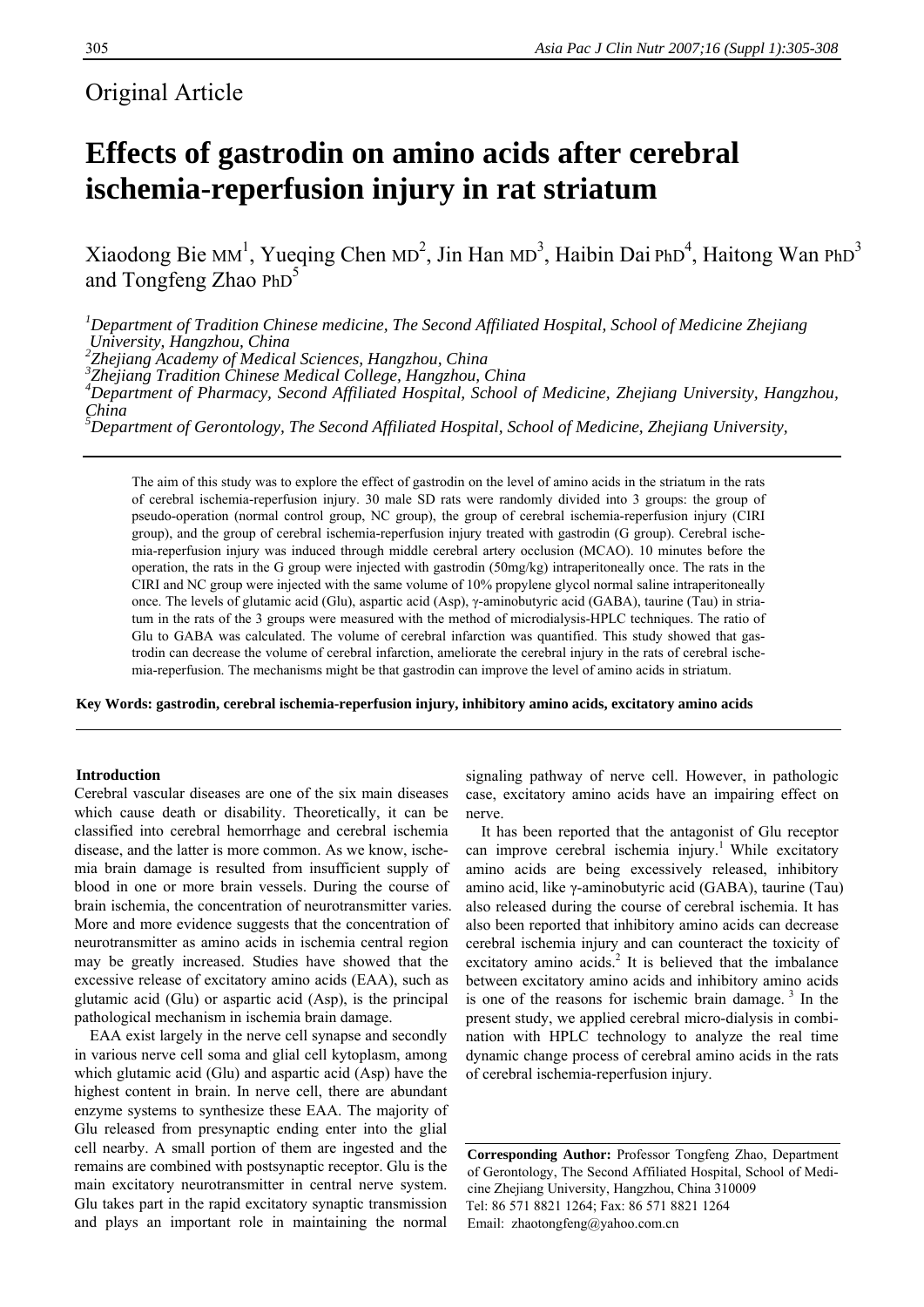Original Article

# Effects of gastrodin on amino acids after cerebral ischemia-reperfusion injury in rat striatum

Xiaodong Bie MM[1], Yueqing Chen MD[2], Jin Han MD[3], Haibin Dai PhD[4], Haitong Wan PhD[3] and Tongfeng Zhao PhD[5]

*[1]Department of Tradition Chinese medicine, The Second Affiliated Hospital, School of Medicine Zhejiang University, Hangzhou, China*
*[2]Zhejiang Academy of Medical Sciences, Hangzhou, China*
*[3]Zhejiang Tradition Chinese Medical College, Hangzhou, China*
*[4]Department of Pharmacy, Second Affiliated Hospital, School of Medicine, Zhejiang University, Hangzhou, China*
*[5]Department of Gerontology, The Second Affiliated Hospital, School of Medicine, Zhejiang University,*

The aim of this study was to explore the effect of gastrodin on the level of amino acids in the striatum in the rats of cerebral ischemia-reperfusion injury. 30 male SD rats were randomly divided into 3 groups: the group of pseudo-operation (normal control group, NC group), the group of cerebral ischemia-reperfusion injury (CIRI group), and the group of cerebral ischemia-reperfusion injury treated with gastrodin (G group). Cerebral ischemia-reperfusion injury was induced through middle cerebral artery occlusion (MCAO). 10 minutes before the operation, the rats in the G group were injected with gastrodin (50mg/kg) intraperitoneally once. The rats in the CIRI and NC group were injected with the same volume of 10% propylene glycol normal saline intraperitoneally once. The levels of glutamic acid (Glu), aspartic acid (Asp), γ-aminobutyric acid (GABA), taurine (Tau) in striatum in the rats of the 3 groups were measured with the method of microdialysis-HPLC techniques. The ratio of Glu to GABA was calculated. The volume of cerebral infarction was quantified. This study showed that gastrodin can decrease the volume of cerebral infarction, ameliorate the cerebral injury in the rats of cerebral ischemia-reperfusion. The mechanisms might be that gastrodin can improve the level of amino acids in striatum.

**Key Words: gastrodin, cerebral ischemia-reperfusion injury, inhibitory amino acids, excitatory amino acids**

## Introduction

Cerebral vascular diseases are one of the six main diseases which cause death or disability. Theoretically, it can be classified into cerebral hemorrhage and cerebral ischemia disease, and the latter is more common. As we know, ischemia brain damage is resulted from insufficient supply of blood in one or more brain vessels. During the course of brain ischemia, the concentration of neurotransmitter varies. More and more evidence suggests that the concentration of neurotransmitter as amino acids in ischemia central region may be greatly increased. Studies have showed that the excessive release of excitatory amino acids (EAA), such as glutamic acid (Glu) or aspartic acid (Asp), is the principal pathological mechanism in ischemia brain damage.

EAA exist largely in the nerve cell synapse and secondly in various nerve cell soma and glial cell kytoplasm, among which glutamic acid (Glu) and aspartic acid (Asp) have the highest content in brain. In nerve cell, there are abundant enzyme systems to synthesize these EAA. The majority of Glu released from presynaptic ending enter into the glial cell nearby. A small portion of them are ingested and the remains are combined with postsynaptic receptor. Glu is the main excitatory neurotransmitter in central nerve system. Glu takes part in the rapid excitatory synaptic transmission and plays an important role in maintaining the normal signaling pathway of nerve cell. However, in pathologic case, excitatory amino acids have an impairing effect on nerve.

It has been reported that the antagonist of Glu receptor can improve cerebral ischemia injury.[1] While excitatory amino acids are being excessively released, inhibitory amino acid, like γ-aminobutyric acid (GABA), taurine (Tau) also released during the course of cerebral ischemia. It has also been reported that inhibitory amino acids can decrease cerebral ischemia injury and can counteract the toxicity of excitatory amino acids.[2] It is believed that the imbalance between excitatory amino acids and inhibitory amino acids is one of the reasons for ischemic brain damage.[3] In the present study, we applied cerebral micro-dialysis in combination with HPLC technology to analyze the real time dynamic change process of cerebral amino acids in the rats of cerebral ischemia-reperfusion injury.

**Corresponding Author:** Professor Tongfeng Zhao, Department of Gerontology, The Second Affiliated Hospital, School of Medicine Zhejiang University, Hangzhou, China 310009
Tel: 86 571 8821 1264; Fax: 86 571 8821 1264
Email: zhaotongfeng@yahoo.com.cn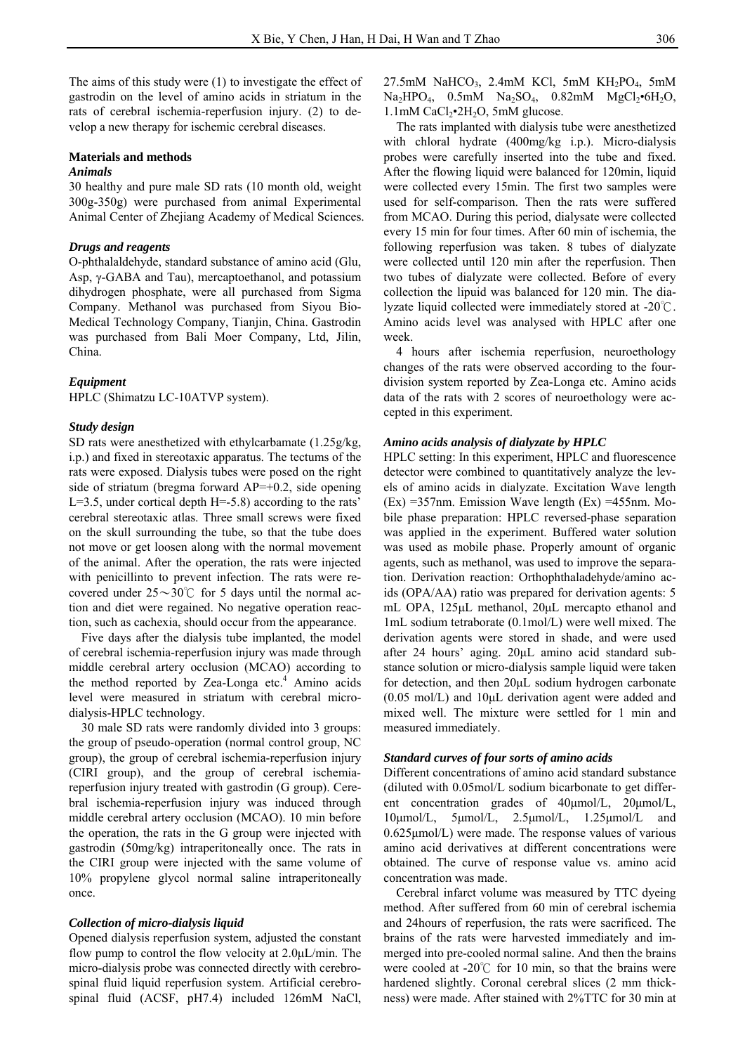The aims of this study were (1) to investigate the effect of gastrodin on the level of amino acids in striatum in the rats of cerebral ischemia-reperfusion injury. (2) to develop a new therapy for ischemic cerebral diseases.

## Materials and methods

### *Animals*

30 healthy and pure male SD rats (10 month old, weight 300g-350g) were purchased from animal Experimental Animal Center of Zhejiang Academy of Medical Sciences.

### *Drugs and reagents*

O-phthalaldehyde, standard substance of amino acid (Glu, Asp, γ-GABA and Tau), mercaptoethanol, and potassium dihydrogen phosphate, were all purchased from Sigma Company. Methanol was purchased from Siyou Bio-Medical Technology Company, Tianjin, China. Gastrodin was purchased from Bali Moer Company, Ltd, Jilin, China.

### *Equipment*

HPLC (Shimatzu LC-10ATVP system).

### *Study design*

SD rats were anesthetized with ethylcarbamate (1.25g/kg, i.p.) and fixed in stereotaxic apparatus. The tectums of the rats were exposed. Dialysis tubes were posed on the right side of striatum (bregma forward AP=+0.2, side opening L=3.5, under cortical depth H=-5.8) according to the rats' cerebral stereotaxic atlas. Three small screws were fixed on the skull surrounding the tube, so that the tube does not move or get loosen along with the normal movement of the animal. After the operation, the rats were injected with penicillinto to prevent infection. The rats were recovered under 25～30℃ for 5 days until the normal action and diet were regained. No negative operation reaction, such as cachexia, should occur from the appearance.

Five days after the dialysis tube implanted, the model of cerebral ischemia-reperfusion injury was made through middle cerebral artery occlusion (MCAO) according to the method reported by Zea-Longa etc.[4] Amino acids level were measured in striatum with cerebral micro-dialysis-HPLC technology.

30 male SD rats were randomly divided into 3 groups: the group of pseudo-operation (normal control group, NC group), the group of cerebral ischemia-reperfusion injury (CIRI group), and the group of cerebral ischemia-reperfusion injury treated with gastrodin (G group). Cerebral ischemia-reperfusion injury was induced through middle cerebral artery occlusion (MCAO). 10 min before the operation, the rats in the G group were injected with gastrodin (50mg/kg) intraperitoneally once. The rats in the CIRI group were injected with the same volume of 10% propylene glycol normal saline intraperitoneally once.

### *Collection of micro-dialysis liquid*

Opened dialysis reperfusion system, adjusted the constant flow pump to control the flow velocity at 2.0μL/min. The micro-dialysis probe was connected directly with cerebrospinal fluid liquid reperfusion system. Artificial cerebrospinal fluid (ACSF, pH7.4) included 126mM NaCl, 27.5mM $NaHCO_3$, 2.4mM KCl, 5mM $KH_2PO_4$, 5mM $Na_2HPO_4$, 0.5mM $Na_2SO_4$, 0.82mM $MgCl_2$•$6H_2O$, 1.1mM $CaCl_2$•$2H_2O$, 5mM glucose.

The rats implanted with dialysis tube were anesthetized with chloral hydrate (400mg/kg i.p.). Micro-dialysis probes were carefully inserted into the tube and fixed. After the flowing liquid were balanced for 120min, liquid were collected every 15min. The first two samples were used for self-comparison. Then the rats were suffered from MCAO. During this period, dialysate were collected every 15 min for four times. After 60 min of ischemia, the following reperfusion was taken. 8 tubes of dialyzate were collected until 120 min after the reperfusion. Then two tubes of dialyzate were collected. Before of every collection the lipuid was balanced for 120 min. The dialyzate liquid collected were immediately stored at -20℃. Amino acids level was analysed with HPLC after one week.

4 hours after ischemia reperfusion, neuroethology changes of the rats were observed according to the four-division system reported by Zea-Longa etc. Amino acids data of the rats with 2 scores of neuroethology were accepted in this experiment.

### *Amino acids analysis of dialyzate by HPLC*

HPLC setting: In this experiment, HPLC and fluorescence detector were combined to quantitatively analyze the levels of amino acids in dialyzate. Excitation Wave length (Ex) =357nm. Emission Wave length (Ex) =455nm. Mobile phase preparation: HPLC reversed-phase separation was applied in the experiment. Buffered water solution was used as mobile phase. Properly amount of organic agents, such as methanol, was used to improve the separation. Derivation reaction: Orthophthaladehyde/amino acids (OPA/AA) ratio was prepared for derivation agents: 5 mL OPA, 125μL methanol, 20μL mercapto ethanol and 1mL sodium tetraborate (0.1mol/L) were well mixed. The derivation agents were stored in shade, and were used after 24 hours' aging. 20μL amino acid standard substance solution or micro-dialysis sample liquid were taken for detection, and then 20μL sodium hydrogen carbonate (0.05 mol/L) and 10μL derivation agent were added and mixed well. The mixture were settled for 1 min and measured immediately.

### *Standard curves of four sorts of amino acids*

Different concentrations of amino acid standard substance (diluted with 0.05mol/L sodium bicarbonate to get different concentration grades of 40μmol/L, 20μmol/L, 10μmol/L, 5μmol/L, 2.5μmol/L, 1.25μmol/L and 0.625μmol/L) were made. The response values of various amino acid derivatives at different concentrations were obtained. The curve of response value vs. amino acid concentration was made.

Cerebral infarct volume was measured by TTC dyeing method. After suffered from 60 min of cerebral ischemia and 24hours of reperfusion, the rats were sacrificed. The brains of the rats were harvested immediately and immerged into pre-cooled normal saline. And then the brains were cooled at -20℃ for 10 min, so that the brains were hardened slightly. Coronal cerebral slices (2 mm thickness) were made. After stained with 2%TTC for 30 min at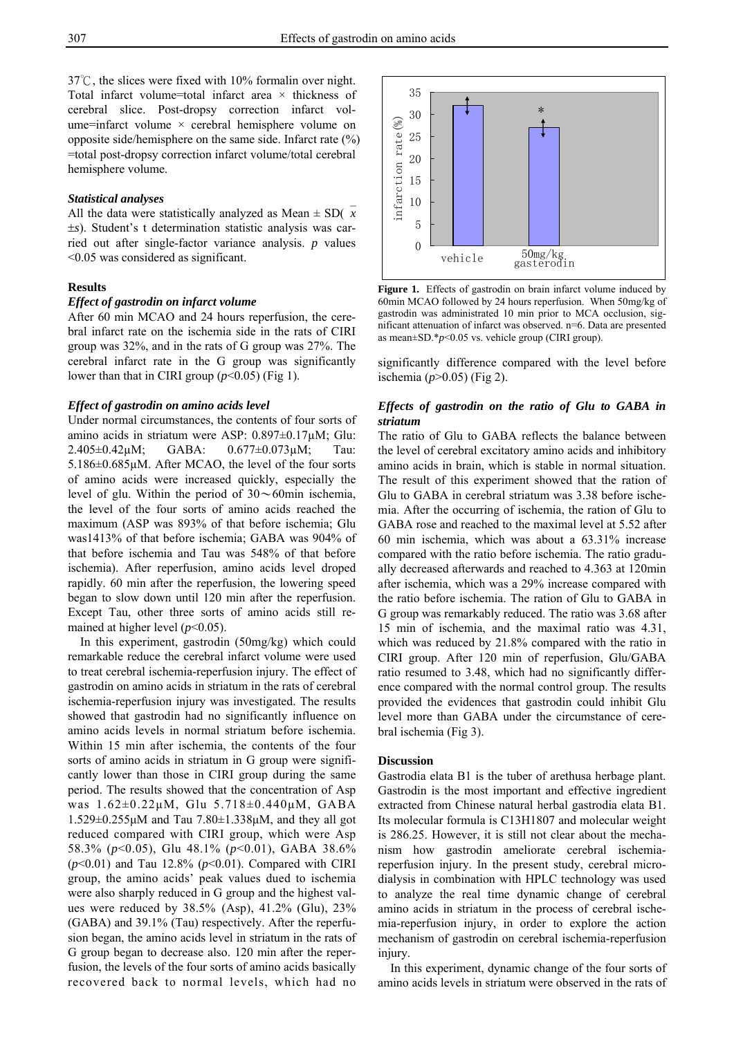37℃, the slices were fixed with 10% formalin over night. Total infarct volume=total infarct area × thickness of cerebral slice. Post-dropsy correction infarct volume=infarct volume × cerebral hemisphere volume on opposite side/hemisphere on the same side. Infarct rate (%) =total post-dropsy correction infarct volume/total cerebral hemisphere volume.

### *Statistical analyses*

All the data were statistically analyzed as Mean ± SD( $\bar{x}$ ±*s*). Student's t determination statistic analysis was carried out after single-factor variance analysis. *p* values <0.05 was considered as significant.

## Results

### *Effect of gastrodin on infarct volume*

After 60 min MCAO and 24 hours reperfusion, the cerebral infarct rate on the ischemia side in the rats of CIRI group was 32%, and in the rats of G group was 27%. The cerebral infarct rate in the G group was significantly lower than that in CIRI group ($p$<0.05) (Fig 1).

### *Effect of gastrodin on amino acids level*

Under normal circumstances, the contents of four sorts of amino acids in striatum were ASP: 0.897±0.17μM; Glu: 2.405±0.42μM; GABA: 0.677±0.073μM; Tau: 5.186±0.685μM. After MCAO, the level of the four sorts of amino acids were increased quickly, especially the level of glu. Within the period of 30～60min ischemia, the level of the four sorts of amino acids reached the maximum (ASP was 893% of that before ischemia; Glu was1413% of that before ischemia; GABA was 904% of that before ischemia and Tau was 548% of that before ischemia). After reperfusion, amino acids level droped rapidly. 60 min after the reperfusion, the lowering speed began to slow down until 120 min after the reperfusion. Except Tau, other three sorts of amino acids still remained at higher level ($p$<0.05).

In this experiment, gastrodin (50mg/kg) which could remarkable reduce the cerebral infarct volume were used to treat cerebral ischemia-reperfusion injury. The effect of gastrodin on amino acids in striatum in the rats of cerebral ischemia-reperfusion injury was investigated. The results showed that gastrodin had no significantly influence on amino acids levels in normal striatum before ischemia. Within 15 min after ischemia, the contents of the four sorts of amino acids in striatum in G group were significantly lower than those in CIRI group during the same period. The results showed that the concentration of Asp was 1.62±0.22μM, Glu 5.718±0.440μM, GABA 1.529±0.255μM and Tau 7.80±1.338μM, and they all got reduced compared with CIRI group, which were Asp 58.3% ($p$<0.05), Glu 48.1% ($p$<0.01), GABA 38.6% ($p$<0.01) and Tau 12.8% ($p$<0.01). Compared with CIRI group, the amino acids' peak values dued to ischemia were also sharply reduced in G group and the highest values were reduced by 38.5% (Asp), 41.2% (Glu), 23% (GABA) and 39.1% (Tau) respectively. After the reperfusion began, the amino acids level in striatum in the rats of G group began to decrease also. 120 min after the reperfusion, the levels of the four sorts of amino acids basically recovered back to normal levels, which had no significantly difference compared with the level before ischemia ($p$>0.05) (Fig 2).

**Figure 1.** Effects of gastrodin on brain infarct volume induced by 60min MCAO followed by 24 hours reperfusion. When 50mg/kg of gastrodin was administrated 10 min prior to MCA occlusion, significant attenuation of infarct was observed. n=6. Data are presented as mean±SD.*$p$<0.05 vs. vehicle group (CIRI group).

### *Effects of gastrodin on the ratio of Glu to GABA in striatum*

The ratio of Glu to GABA reflects the balance between the level of cerebral excitatory amino acids and inhibitory amino acids in brain, which is stable in normal situation. The result of this experiment showed that the ration of Glu to GABA in cerebral striatum was 3.38 before ischemia. After the occurring of ischemia, the ration of Glu to GABA rose and reached to the maximal level at 5.52 after 60 min ischemia, which was about a 63.31% increase compared with the ratio before ischemia. The ratio gradually decreased afterwards and reached to 4.363 at 120min after ischemia, which was a 29% increase compared with the ratio before ischemia. The ration of Glu to GABA in G group was remarkably reduced. The ratio was 3.68 after 15 min of ischemia, and the maximal ratio was 4.31, which was reduced by 21.8% compared with the ratio in CIRI group. After 120 min of reperfusion, Glu/GABA ratio resumed to 3.48, which had no significantly difference compared with the normal control group. The results provided the evidences that gastrodin could inhibit Glu level more than GABA under the circumstance of cerebral ischemia (Fig 3).

## Discussion

Gastrodia elata B1 is the tuber of arethusa herbage plant. Gastrodin is the most important and effective ingredient extracted from Chinese natural herbal gastrodia elata B1. Its molecular formula is C13H1807 and molecular weight is 286.25. However, it is still not clear about the mechanism how gastrodin ameliorate cerebral ischemia-reperfusion injury. In the present study, cerebral microdialysis in combination with HPLC technology was used to analyze the real time dynamic change of cerebral amino acids in striatum in the process of cerebral ischemia-reperfusion injury, in order to explore the action mechanism of gastrodin on cerebral ischemia-reperfusion injury.

In this experiment, dynamic change of the four sorts of amino acids levels in striatum were observed in the rats of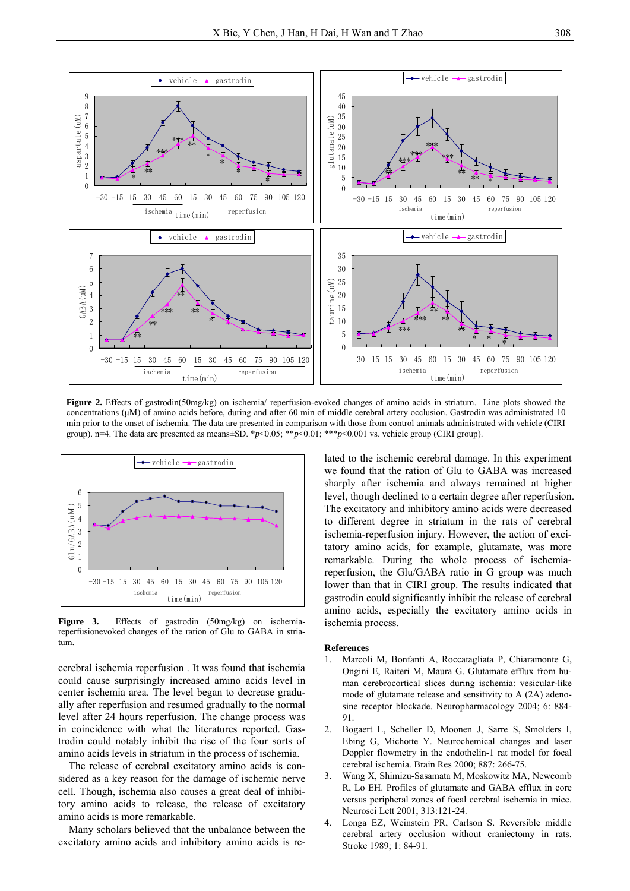vehicle gastrodin

aspartate (uM)

9 8 7 6 5 4 3 2 1 0

-30 -15 15 30 45 60 15 30 45 60 75 90 105 120

ischemia time (min) reperfusion

vehicle gastrodin

glutamate (uM)

45 40 35 30 25 20 15 10 5 0

-30 -15 15 30 45 60 15 30 45 60 75 90 105 120

ischemia time (min) reperfusion

vehicle gastrodin

GABA (uM)

7 6 5 4 3 2 1 0

-30 -15 15 30 45 60 15 30 45 60 75 90 105 120

ischemia time (min) reperfusion

vehicle gastrodin

taurine (uM)

35 30 25 20 15 10 5 0

-30 -15 15 30 45 60 15 30 45 60 75 90 105 120

ischemia time (min) reperfusion

**Figure 2.** Effects of gastrodin(50mg/kg) on ischemia/ reperfusion-evoked changes of amino acids in striatum. Line plots showed the concentrations (μM) of amino acids before, during and after 60 min of middle cerebral artery occlusion. Gastrodin was administrated 10 min prior to the onset of ischemia. The data are presented in comparison with those from control animals administrated with vehicle (CIRI group). n=4. The data are presented as means±SD. \*$p<0.05$; \*\*$p<0.01$; \*\*\*$p<0.001$ vs. vehicle group (CIRI group).

vehicle gastrodin

Glu/GABA (uM)

6 5 4 3 2 1 0

-30 -15 15 30 45 60 15 30 45 60 75 90 105 120

ischemia time (min) reperfusion

**Figure 3.** Effects of gastrodin (50mg/kg) on ischemia-reperfusionevoked changes of the ration of Glu to GABA in striatum.

cerebral ischemia reperfusion . It was found that ischemia could cause surprisingly increased amino acids level in center ischemia area. The level began to decrease gradually after reperfusion and resumed gradually to the normal level after 24 hours reperfusion. The change process was in coincidence with what the literatures reported. Gastrodin could notably inhibit the rise of the four sorts of amino acids levels in striatum in the process of ischemia.

The release of cerebral excitatory amino acids is considered as a key reason for the damage of ischemic nerve cell. Though, ischemia also causes a great deal of inhibitory amino acids to release, the release of excitatory amino acids is more remarkable.

Many scholars believed that the unbalance between the excitatory amino acids and inhibitory amino acids is related to the ischemic cerebral damage. In this experiment we found that the ration of Glu to GABA was increased sharply after ischemia and always remained at higher level, though declined to a certain degree after reperfusion. The excitatory and inhibitory amino acids were decreased to different degree in striatum in the rats of cerebral ischemia-reperfusion injury. However, the action of excitatory amino acids, for example, glutamate, was more remarkable. During the whole process of ischemia-reperfusion, the Glu/GABA ratio in G group was much lower than that in CIRI group. The results indicated that gastrodin could significantly inhibit the release of cerebral amino acids, especially the excitatory amino acids in ischemia process.

## References

1. Marcoli M, Bonfanti A, Roccatagliata P, Chiaramonte G, Ongini E, Raiteri M, Maura G. Glutamate efflux from human cerebrocortical slices during ischemia: vesicular-like mode of glutamate release and sensitivity to A (2A) adenosine receptor blockade. Neuropharmacology 2004; 6: 884-91.
2. Bogaert L, Scheller D, Moonen J, Sarre S, Smolders I, Ebing G, Michotte Y. Neurochemical changes and laser Doppler flowmetry in the endothelin-1 rat model for focal cerebral ischemia. Brain Res 2000; 887: 266-75.
3. Wang X, Shimizu-Sasamata M, Moskowitz MA, Newcomb R, Lo EH. Profiles of glutamate and GABA efflux in core versus peripheral zones of focal cerebral ischemia in mice. Neurosci Lett 2001; 313:121-24.
4. Longa EZ, Weinstein PR, Carlson S. Reversible middle cerebral artery occlusion without craniectomy in rats. Stroke 1989; 1: 84-91.